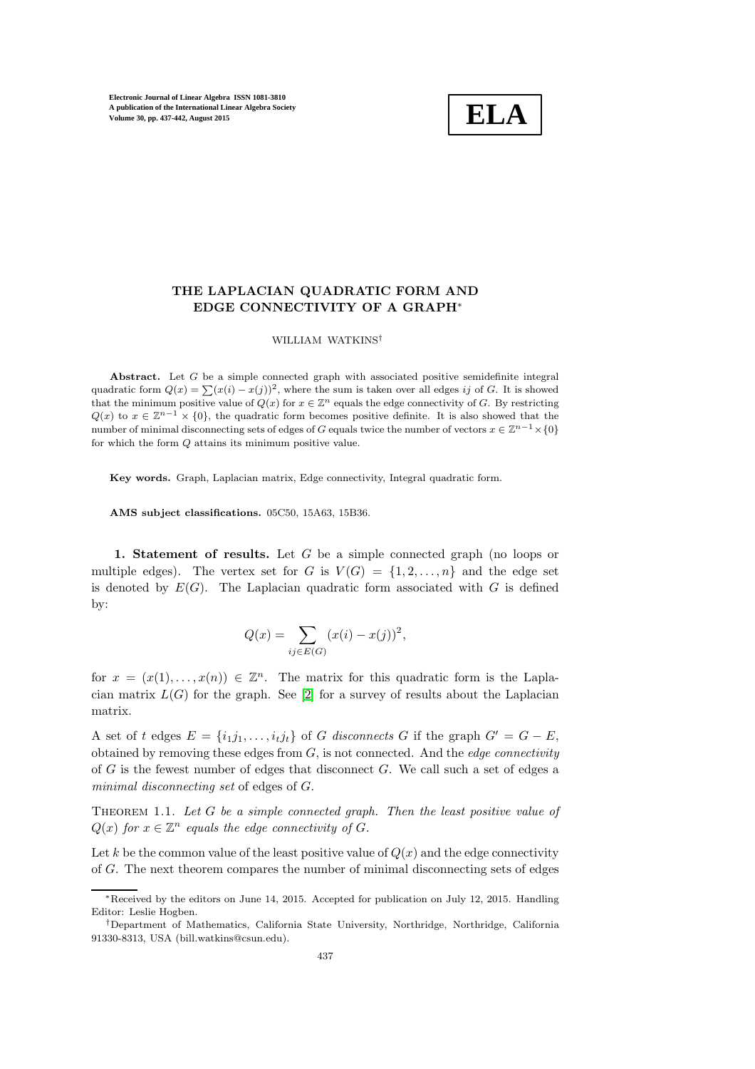# THE LAPLACIAN QUADRATIC FORM AND EDGE CONNECTIVITY OF A GRAPH*

WILLIAM WATKINS†

**Abstract.** Let $G$ be a simple connected graph with associated positive semidefinite integral quadratic form $Q(x) = \sum(x(i) - x(j))^2$, where the sum is taken over all edges $ij$ of $G$. It is showed that the minimum positive value of $Q(x)$ for $x \in \mathbb{Z}^n$ equals the edge connectivity of $G$. By restricting $Q(x)$ to $x \in \mathbb{Z}^{n-1} \times \{0\}$, the quadratic form becomes positive definite. It is also showed that the number of minimal disconnecting sets of edges of $G$ equals twice the number of vectors $x \in \mathbb{Z}^{n-1} \times \{0\}$ for which the form $Q$ attains its minimum positive value.

**Key words.** Graph, Laplacian matrix, Edge connectivity, Integral quadratic form.

**AMS subject classifications.** 05C50, 15A63, 15B36.

**1. Statement of results.** Let $G$ be a simple connected graph (no loops or multiple edges). The vertex set for $G$ is $V(G) = \{1, 2, \ldots, n\}$ and the edge set is denoted by $E(G)$. The Laplacian quadratic form associated with $G$ is defined by:

$$Q(x) = \sum_{ij \in E(G)} (x(i) - x(j))^2,$$

for $x = (x(1), \ldots, x(n)) \in \mathbb{Z}^n$. The matrix for this quadratic form is the Laplacian matrix $L(G)$ for the graph. See [2] for a survey of results about the Laplacian matrix.

A set of $t$ edges $E = \{i_1j_1, \ldots, i_tj_t\}$ of $G$ *disconnects* $G$ if the graph $G' = G - E$, obtained by removing these edges from $G$, is not connected. And the *edge connectivity* of $G$ is the fewest number of edges that disconnect $G$. We call such a set of edges a *minimal disconnecting set* of edges of $G$.

THEOREM 1.1. *Let $G$ be a simple connected graph. Then the least positive value of $Q(x)$ for $x \in \mathbb{Z}^n$ equals the edge connectivity of $G$.*

Let $k$ be the common value of the least positive value of $Q(x)$ and the edge connectivity of $G$. The next theorem compares the number of minimal disconnecting sets of edges

---

*Received by the editors on June 14, 2015. Accepted for publication on July 12, 2015. Handling Editor: Leslie Hogben.

†Department of Mathematics, California State University, Northridge, Northridge, California 91330-8313, USA (bill.watkins@csun.edu).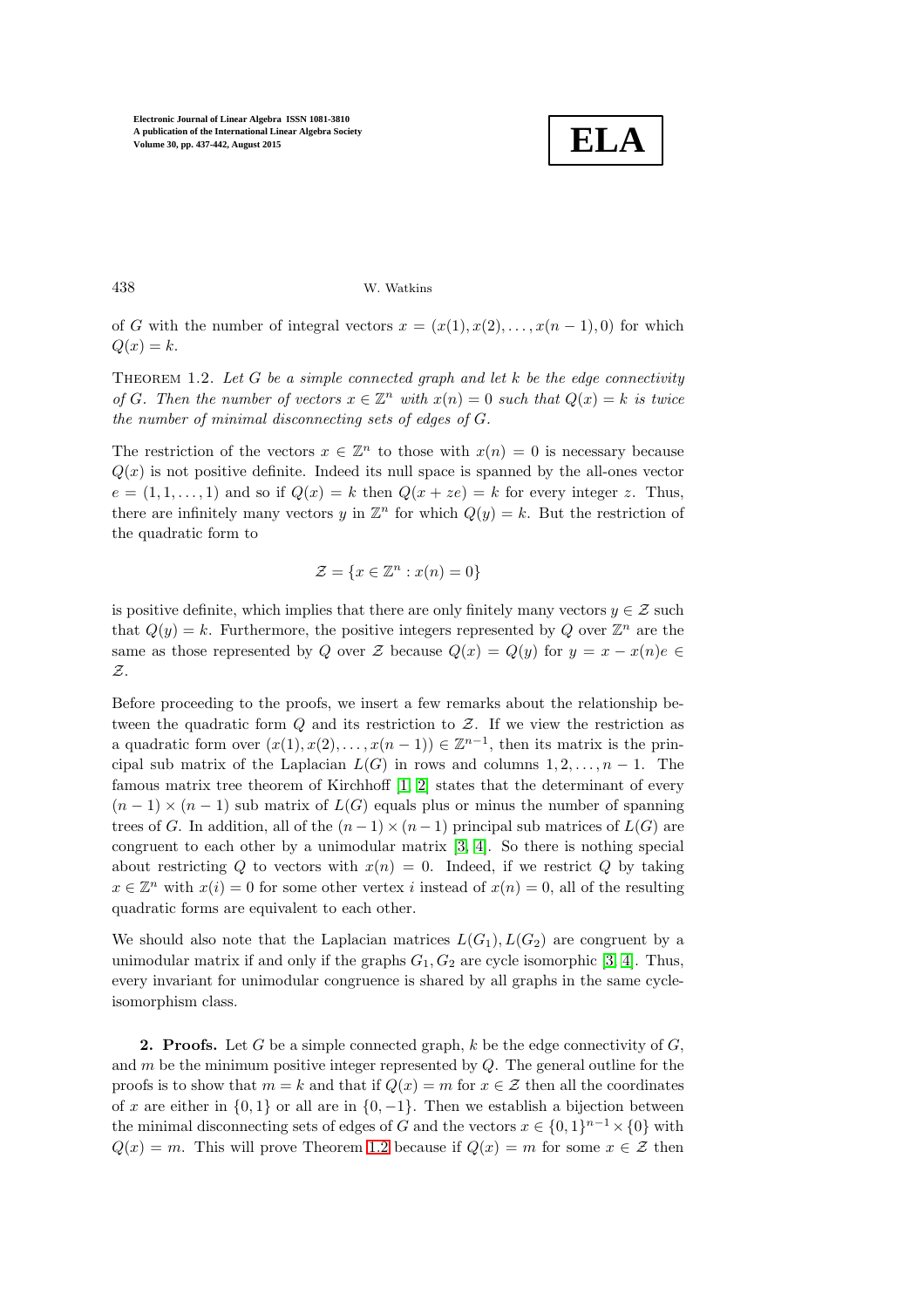of $G$ with the number of integral vectors $x = (x(1), x(2), \ldots, x(n-1), 0)$ for which $Q(x) = k$.

THEOREM 1.2. *Let $G$ be a simple connected graph and let $k$ be the edge connectivity of $G$. Then the number of vectors $x \in \mathbb{Z}^n$ with $x(n) = 0$ such that $Q(x) = k$ is twice the number of minimal disconnecting sets of edges of $G$.*

The restriction of the vectors $x \in \mathbb{Z}^n$ to those with $x(n) = 0$ is necessary because $Q(x)$ is not positive definite. Indeed its null space is spanned by the all-ones vector $e = (1, 1, \ldots, 1)$ and so if $Q(x) = k$ then $Q(x + ze) = k$ for every integer $z$. Thus, there are infinitely many vectors $y$ in $\mathbb{Z}^n$ for which $Q(y) = k$. But the restriction of the quadratic form to

$$\mathcal{Z} = \{x \in \mathbb{Z}^n : x(n) = 0\}$$

is positive definite, which implies that there are only finitely many vectors $y \in \mathcal{Z}$ such that $Q(y) = k$. Furthermore, the positive integers represented by $Q$ over $\mathbb{Z}^n$ are the same as those represented by $Q$ over $\mathcal{Z}$ because $Q(x) = Q(y)$ for $y = x - x(n)e \in \mathcal{Z}$.

Before proceeding to the proofs, we insert a few remarks about the relationship between the quadratic form $Q$ and its restriction to $\mathcal{Z}$. If we view the restriction as a quadratic form over $(x(1), x(2), \ldots, x(n-1)) \in \mathbb{Z}^{n-1}$, then its matrix is the principal sub matrix of the Laplacian $L(G)$ in rows and columns $1, 2, \ldots, n-1$. The famous matrix tree theorem of Kirchhoff [1] [2] states that the determinant of every $(n-1) \times (n-1)$ sub matrix of $L(G)$ equals plus or minus the number of spanning trees of $G$. In addition, all of the $(n-1) \times (n-1)$ principal sub matrices of $L(G)$ are congruent to each other by a unimodular matrix [3, 4]. So there is nothing special about restricting $Q$ to vectors with $x(n) = 0$. Indeed, if we restrict $Q$ by taking $x \in \mathbb{Z}^n$ with $x(i) = 0$ for some other vertex $i$ instead of $x(n) = 0$, all of the resulting quadratic forms are equivalent to each other.

We should also note that the Laplacian matrices $L(G_1), L(G_2)$ are congruent by a unimodular matrix if and only if the graphs $G_1, G_2$ are cycle isomorphic [3, 4]. Thus, every invariant for unimodular congruence is shared by all graphs in the same cycle-isomorphism class.

**2. Proofs.** Let $G$ be a simple connected graph, $k$ be the edge connectivity of $G$, and $m$ be the minimum positive integer represented by $Q$. The general outline for the proofs is to show that $m = k$ and that if $Q(x) = m$ for $x \in \mathcal{Z}$ then all the coordinates of $x$ are either in $\{0, 1\}$ or all are in $\{0, -1\}$. Then we establish a bijection between the minimal disconnecting sets of edges of $G$ and the vectors $x \in \{0, 1\}^{n-1} \times \{0\}$ with $Q(x) = m$. This will prove Theorem 1.2 because if $Q(x) = m$ for some $x \in \mathcal{Z}$ then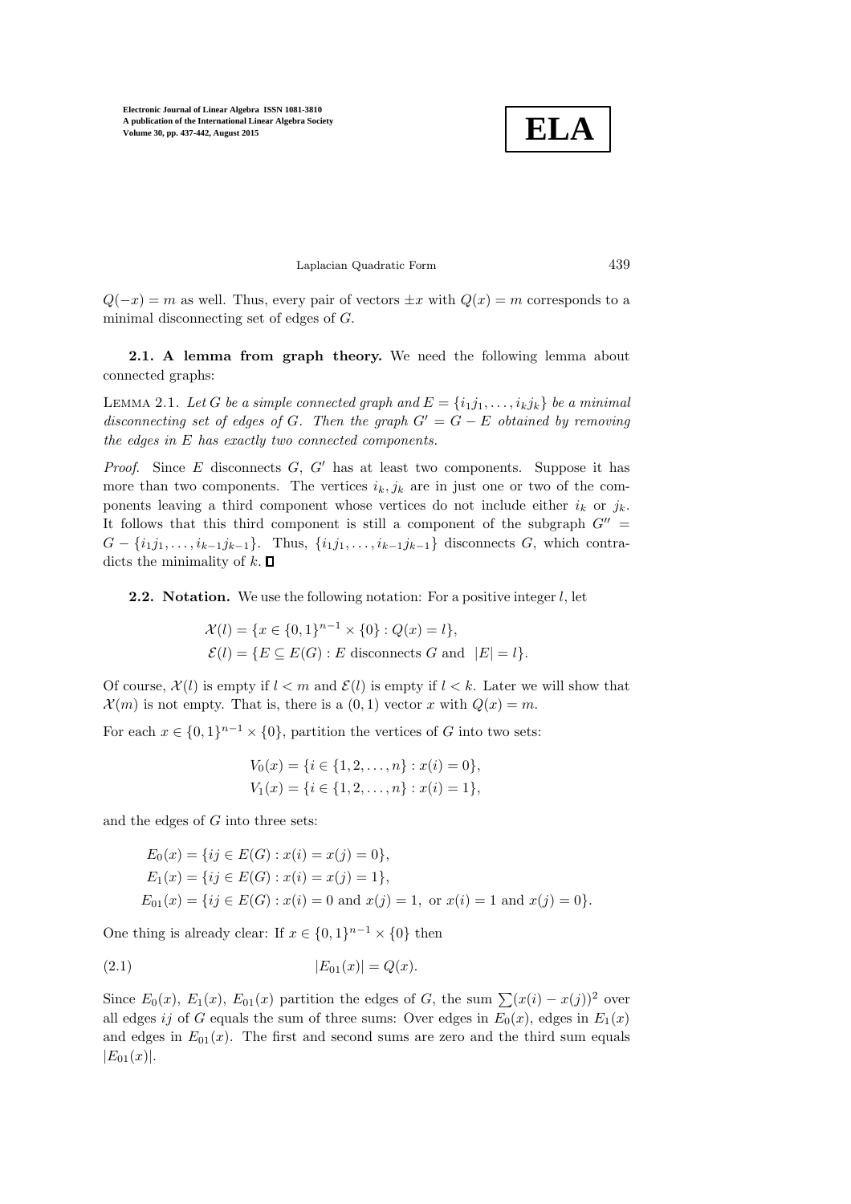$Q(-x) = m$ as well. Thus, every pair of vectors $\pm x$ with $Q(x) = m$ corresponds to a minimal disconnecting set of edges of $G$.

### 2.1. A lemma from graph theory.

We need the following lemma about connected graphs:

LEMMA 2.1. *Let $G$ be a simple connected graph and $E = \{i_1 j_1, \ldots, i_k j_k\}$ be a minimal disconnecting set of edges of $G$. Then the graph $G' = G - E$ obtained by removing the edges in $E$ has exactly two connected components.*

*Proof.* Since $E$ disconnects $G$, $G'$ has at least two components. Suppose it has more than two components. The vertices $i_k, j_k$ are in just one or two of the components leaving a third component whose vertices do not include either $i_k$ or $j_k$. It follows that this third component is still a component of the subgraph $G'' = G - \{i_1 j_1, \ldots, i_{k-1} j_{k-1}\}$. Thus, $\{i_1 j_1, \ldots, i_{k-1} j_{k-1}\}$ disconnects $G$, which contradicts the minimality of $k$. $\square$

### 2.2. Notation.

We use the following notation: For a positive integer $l$, let

$$\mathcal{X}(l) = \{x \in \{0,1\}^{n-1} \times \{0\} : Q(x) = l\},$$
$$\mathcal{E}(l) = \{E \subseteq E(G) : E \text{ disconnects } G \text{ and } |E| = l\}.$$

Of course, $\mathcal{X}(l)$ is empty if $l < m$ and $\mathcal{E}(l)$ is empty if $l < k$. Later we will show that $\mathcal{X}(m)$ is not empty. That is, there is a $(0,1)$ vector $x$ with $Q(x) = m$.

For each $x \in \{0,1\}^{n-1} \times \{0\}$, partition the vertices of $G$ into two sets:

$$V_0(x) = \{i \in \{1, 2, \ldots, n\} : x(i) = 0\},$$
$$V_1(x) = \{i \in \{1, 2, \ldots, n\} : x(i) = 1\},$$

and the edges of $G$ into three sets:

$$E_0(x) = \{ij \in E(G) : x(i) = x(j) = 0\},$$
$$E_1(x) = \{ij \in E(G) : x(i) = x(j) = 1\},$$
$$E_{01}(x) = \{ij \in E(G) : x(i) = 0 \text{ and } x(j) = 1, \text{ or } x(i) = 1 \text{ and } x(j) = 0\}.$$

One thing is already clear: If $x \in \{0,1\}^{n-1} \times \{0\}$ then

$$|E_{01}(x)| = Q(x). \tag{2.1}$$

Since $E_0(x)$, $E_1(x)$, $E_{01}(x)$ partition the edges of $G$, the sum $\sum (x(i) - x(j))^2$ over all edges $ij$ of $G$ equals the sum of three sums: Over edges in $E_0(x)$, edges in $E_1(x)$ and edges in $E_{01}(x)$. The first and second sums are zero and the third sum equals $|E_{01}(x)|$.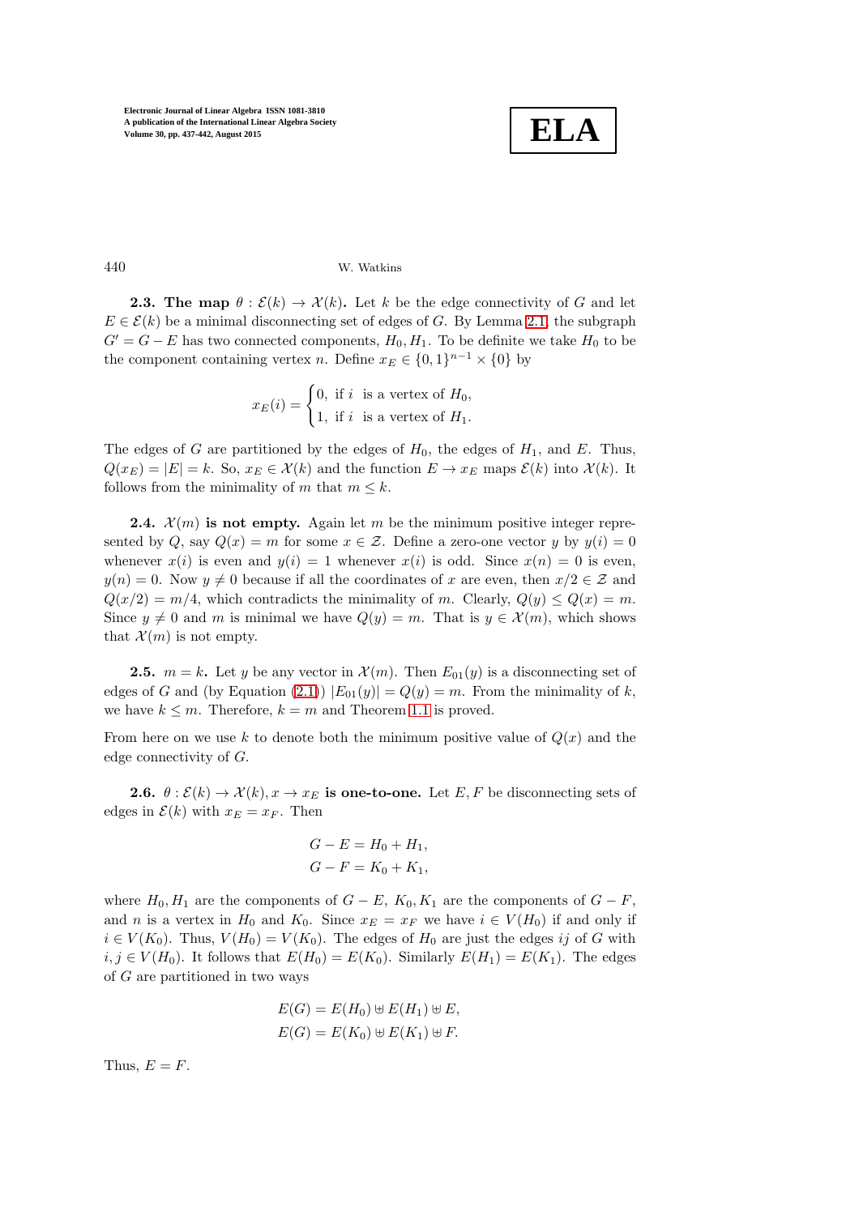**2.3. The map $\theta : \mathcal{E}(k) \to \mathcal{X}(k)$.** Let $k$ be the edge connectivity of $G$ and let $E \in \mathcal{E}(k)$ be a minimal disconnecting set of edges of $G$. By Lemma 2.1, the subgraph $G' = G - E$ has two connected components, $H_0, H_1$. To be definite we take $H_0$ to be the component containing vertex $n$. Define $x_E \in \{0,1\}^{n-1} \times \{0\}$ by

$$x_E(i) = \begin{cases} 0, & \text{if } i \text{ is a vertex of } H_0, \\ 1, & \text{if } i \text{ is a vertex of } H_1. \end{cases}$$

The edges of $G$ are partitioned by the edges of $H_0$, the edges of $H_1$, and $E$. Thus, $Q(x_E) = |E| = k$. So, $x_E \in \mathcal{X}(k)$ and the function $E \to x_E$ maps $\mathcal{E}(k)$ into $\mathcal{X}(k)$. It follows from the minimality of $m$ that $m \leq k$.

**2.4. $\mathcal{X}(m)$ is not empty.** Again let $m$ be the minimum positive integer represented by $Q$, say $Q(x) = m$ for some $x \in \mathcal{Z}$. Define a zero-one vector $y$ by $y(i) = 0$ whenever $x(i)$ is even and $y(i) = 1$ whenever $x(i)$ is odd. Since $x(n) = 0$ is even, $y(n) = 0$. Now $y \neq 0$ because if all the coordinates of $x$ are even, then $x/2 \in \mathcal{Z}$ and $Q(x/2) = m/4$, which contradicts the minimality of $m$. Clearly, $Q(y) \leq Q(x) = m$. Since $y \neq 0$ and $m$ is minimal we have $Q(y) = m$. That is $y \in \mathcal{X}(m)$, which shows that $\mathcal{X}(m)$ is not empty.

**2.5. $m = k$.** Let $y$ be any vector in $\mathcal{X}(m)$. Then $E_{01}(y)$ is a disconnecting set of edges of $G$ and (by Equation (2.1)) $|E_{01}(y)| = Q(y) = m$. From the minimality of $k$, we have $k \leq m$. Therefore, $k = m$ and Theorem 1.1 is proved.

From here on we use $k$ to denote both the minimum positive value of $Q(x)$ and the edge connectivity of $G$.

**2.6. $\theta : \mathcal{E}(k) \to \mathcal{X}(k), x \to x_E$ is one-to-one.** Let $E, F$ be disconnecting sets of edges in $\mathcal{E}(k)$ with $x_E = x_F$. Then

$$G - E = H_0 + H_1,$$
$$G - F = K_0 + K_1,$$

where $H_0, H_1$ are the components of $G - E$, $K_0, K_1$ are the components of $G - F$, and $n$ is a vertex in $H_0$ and $K_0$. Since $x_E = x_F$ we have $i \in V(H_0)$ if and only if $i \in V(K_0)$. Thus, $V(H_0) = V(K_0)$. The edges of $H_0$ are just the edges $ij$ of $G$ with $i, j \in V(H_0)$. It follows that $E(H_0) = E(K_0)$. Similarly $E(H_1) = E(K_1)$. The edges of $G$ are partitioned in two ways

$$E(G) = E(H_0) \uplus E(H_1) \uplus E,$$
$$E(G) = E(K_0) \uplus E(K_1) \uplus F.$$

Thus, $E = F$.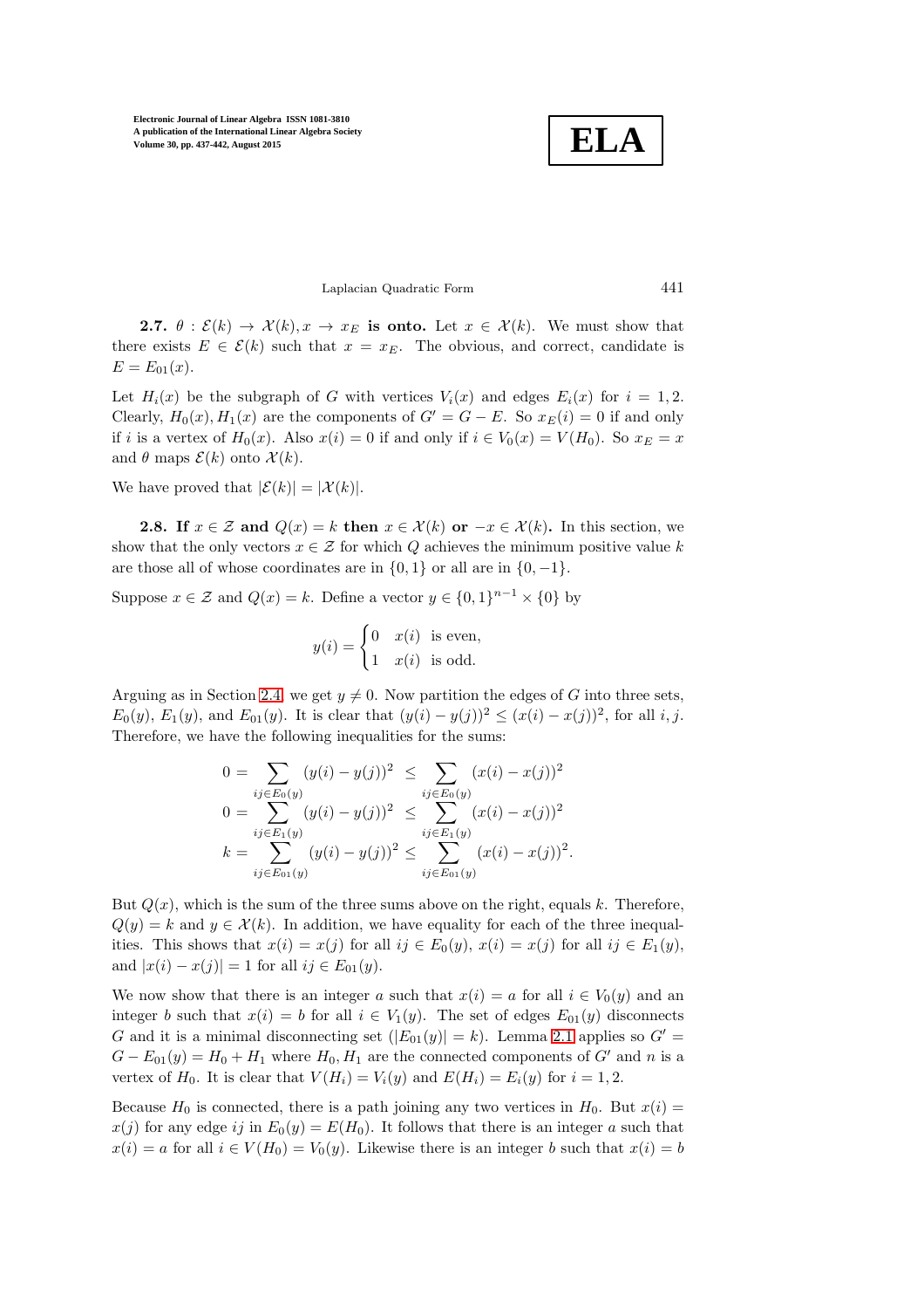**2.7. $\theta : \mathcal{E}(k) \to \mathcal{X}(k), x \to x_E$ is onto.** Let $x \in \mathcal{X}(k)$. We must show that there exists $E \in \mathcal{E}(k)$ such that $x = x_E$. The obvious, and correct, candidate is $E = E_{01}(x)$.

Let $H_i(x)$ be the subgraph of $G$ with vertices $V_i(x)$ and edges $E_i(x)$ for $i = 1, 2$. Clearly, $H_0(x), H_1(x)$ are the components of $G' = G - E$. So $x_E(i) = 0$ if and only if $i$ is a vertex of $H_0(x)$. Also $x(i) = 0$ if and only if $i \in V_0(x) = V(H_0)$. So $x_E = x$ and $\theta$ maps $\mathcal{E}(k)$ onto $\mathcal{X}(k)$.

We have proved that $|\mathcal{E}(k)| = |\mathcal{X}(k)|$.

**2.8. If $x \in \mathcal{Z}$ and $Q(x) = k$ then $x \in \mathcal{X}(k)$ or $-x \in \mathcal{X}(k)$.** In this section, we show that the only vectors $x \in \mathcal{Z}$ for which $Q$ achieves the minimum positive value $k$ are those all of whose coordinates are in $\{0, 1\}$ or all are in $\{0, -1\}$.

Suppose $x \in \mathcal{Z}$ and $Q(x) = k$. Define a vector $y \in \{0, 1\}^{n-1} \times \{0\}$ by

$$y(i) = \begin{cases} 0 & x(i) \text{ is even,} \\ 1 & x(i) \text{ is odd.} \end{cases}$$

Arguing as in Section 2.4, we get $y \neq 0$. Now partition the edges of $G$ into three sets, $E_0(y)$, $E_1(y)$, and $E_{01}(y)$. It is clear that $(y(i) - y(j))^2 \leq (x(i) - x(j))^2$, for all $i, j$. Therefore, we have the following inequalities for the sums:

$$\begin{aligned} 0 = \sum_{ij \in E_0(y)} (y(i) - y(j))^2 &\leq \sum_{ij \in E_0(y)} (x(i) - x(j))^2 \\ 0 = \sum_{ij \in E_1(y)} (y(i) - y(j))^2 &\leq \sum_{ij \in E_1(y)} (x(i) - x(j))^2 \\ k = \sum_{ij \in E_{01}(y)} (y(i) - y(j))^2 &\leq \sum_{ij \in E_{01}(y)} (x(i) - x(j))^2. \end{aligned}$$

But $Q(x)$, which is the sum of the three sums above on the right, equals $k$. Therefore, $Q(y) = k$ and $y \in \mathcal{X}(k)$. In addition, we have equality for each of the three inequalities. This shows that $x(i) = x(j)$ for all $ij \in E_0(y)$, $x(i) = x(j)$ for all $ij \in E_1(y)$, and $|x(i) - x(j)| = 1$ for all $ij \in E_{01}(y)$.

We now show that there is an integer $a$ such that $x(i) = a$ for all $i \in V_0(y)$ and an integer $b$ such that $x(i) = b$ for all $i \in V_1(y)$. The set of edges $E_{01}(y)$ disconnects $G$ and it is a minimal disconnecting set ($|E_{01}(y)| = k$). Lemma 2.1 applies so $G' = G - E_{01}(y) = H_0 + H_1$ where $H_0, H_1$ are the connected components of $G'$ and $n$ is a vertex of $H_0$. It is clear that $V(H_i) = V_i(y)$ and $E(H_i) = E_i(y)$ for $i = 1, 2$.

Because $H_0$ is connected, there is a path joining any two vertices in $H_0$. But $x(i) = x(j)$ for any edge $ij$ in $E_0(y) = E(H_0)$. It follows that there is an integer $a$ such that $x(i) = a$ for all $i \in V(H_0) = V_0(y)$. Likewise there is an integer $b$ such that $x(i) = b$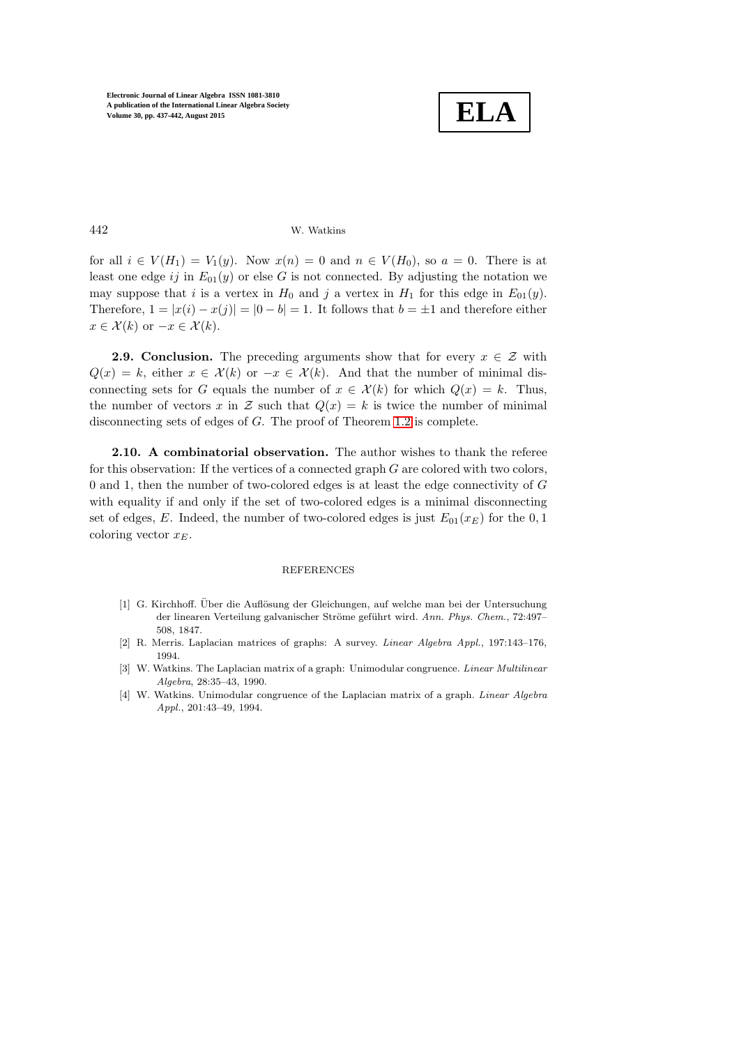for all $i \in V(H_1) = V_1(y)$. Now $x(n) = 0$ and $n \in V(H_0)$, so $a = 0$. There is at least one edge $ij$ in $E_{01}(y)$ or else $G$ is not connected. By adjusting the notation we may suppose that $i$ is a vertex in $H_0$ and $j$ a vertex in $H_1$ for this edge in $E_{01}(y)$. Therefore, $1 = |x(i) - x(j)| = |0 - b| = 1$. It follows that $b = \pm 1$ and therefore either $x \in \mathcal{X}(k)$ or $-x \in \mathcal{X}(k)$.

**2.9. Conclusion.** The preceding arguments show that for every $x \in \mathcal{Z}$ with $Q(x) = k$, either $x \in \mathcal{X}(k)$ or $-x \in \mathcal{X}(k)$. And that the number of minimal disconnecting sets for $G$ equals the number of $x \in \mathcal{X}(k)$ for which $Q(x) = k$. Thus, the number of vectors $x$ in $\mathcal{Z}$ such that $Q(x) = k$ is twice the number of minimal disconnecting sets of edges of $G$. The proof of Theorem 1.2 is complete.

**2.10. A combinatorial observation.** The author wishes to thank the referee for this observation: If the vertices of a connected graph $G$ are colored with two colors, 0 and 1, then the number of two-colored edges is at least the edge connectivity of $G$ with equality if and only if the set of two-colored edges is a minimal disconnecting set of edges, $E$. Indeed, the number of two-colored edges is just $E_{01}(x_E)$ for the $0, 1$ coloring vector $x_E$.

## REFERENCES

[1] G. Kirchhoff. Über die Auflösung der Gleichungen, auf welche man bei der Untersuchung der linearen Verteilung galvanischer Ströme geführt wird. *Ann. Phys. Chem.*, 72:497–508, 1847.

[2] R. Merris. Laplacian matrices of graphs: A survey. *Linear Algebra Appl.*, 197:143–176, 1994.

[3] W. Watkins. The Laplacian matrix of a graph: Unimodular congruence. *Linear Multilinear Algebra*, 28:35–43, 1990.

[4] W. Watkins. Unimodular congruence of the Laplacian matrix of a graph. *Linear Algebra Appl.*, 201:43–49, 1994.